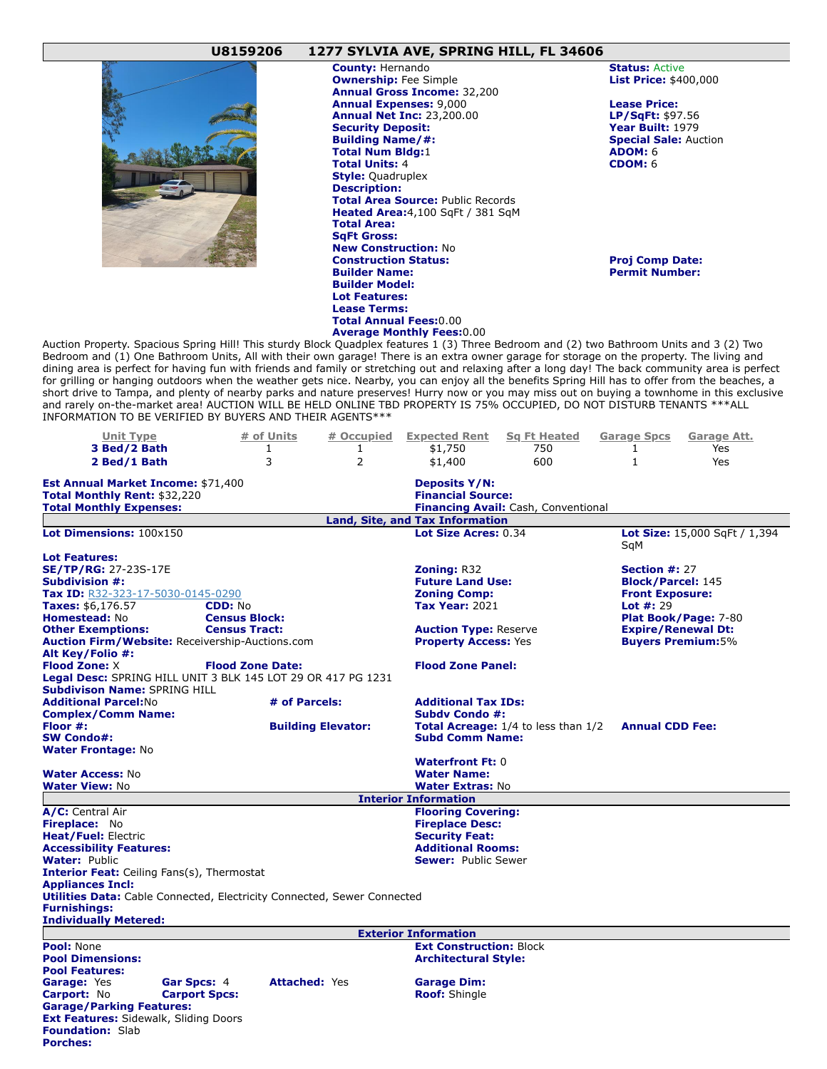## U8159206 1277 SYLVIA AVE, SPRING HILL, FL 34606

**County:** Hernando
**Ownership:** Fee Simple
**Annual Gross Income:** 32,200
**Annual Expenses:** 9,000
**Annual Net Inc:** 23,200.00
**Security Deposit:**
**Building Name/#:**
**Total Num Bldg:** 1
**Total Units:** 4
**Style:** Quadruplex
**Description:**
**Total Area Source:** Public Records
**Heated Area:** 4,100 SqFt / 381 SqM
**Total Area:**
**SqFt Gross:**
**New Construction:** No
**Construction Status:**
**Builder Name:**
**Builder Model:**
**Lot Features:**
**Lease Terms:**
**Total Annual Fees:** 0.00
**Average Monthly Fees:** 0.00

**Status:** Active
**List Price:** $400,000
**Lease Price:**
**LP/SqFt:** $97.56
**Year Built:** 1979
**Special Sale:** Auction
**ADOM:** 6
**CDOM:** 6
**Proj Comp Date:**
**Permit Number:**

Auction Property. Spacious Spring Hill! This sturdy Block Quadplex features 1 (3) Three Bedroom and (2) two Bathroom Units and 3 (2) Two Bedroom and (1) One Bathroom Units, All with their own garage! There is an extra owner garage for storage on the property. The living and dining area is perfect for having fun with friends and family or stretching out and relaxing after a long day! The back community area is perfect for grilling or hanging outdoors when the weather gets nice. Nearby, you can enjoy all the benefits Spring Hill has to offer from the beaches, a short drive to Tampa, and plenty of nearby parks and nature preserves! Hurry now or you may miss out on buying a townhome in this exclusive and rarely on-the-market area! AUCTION WILL BE HELD ONLINE TBD PROPERTY IS 75% OCCUPIED, DO NOT DISTURB TENANTS ***ALL INFORMATION TO BE VERIFIED BY BUYERS AND THEIR AGENTS***

| Unit Type | # of Units | # Occupied | Expected Rent | Sq Ft Heated | Garage Spcs | Garage Att. |
|---|---|---|---|---|---|---|
| 3 Bed/2 Bath | 1 | 1 | $1,750 | 750 | 1 | Yes |
| 2 Bed/1 Bath | 3 | 2 | $1,400 | 600 | 1 | Yes |

**Est Annual Market Income:** $71,400
**Total Monthly Rent:** $32,220
**Total Monthly Expenses:**
**Deposits Y/N:**
**Financial Source:**
**Financing Avail:** Cash, Conventional

### Land, Site, and Tax Information

**Lot Dimensions:** 100x150
**Lot Size Acres:** 0.34
**Lot Size:** 15,000 SqFt / 1,394 SqM
**Lot Features:**
**SE/TP/RG:** 27-23S-17E
**Zoning:** R32
**Section #:** 27
**Subdivision #:**
**Future Land Use:**
**Block/Parcel:** 145
**Tax ID:** R32-323-17-5030-0145-0290
**Zoning Comp:**
**Front Exposure:**
**Taxes:** $6,176.57
**CDD:** No
**Tax Year:** 2021
**Lot #:** 29
**Homestead:** No
**Census Block:**
**Plat Book/Page:** 7-80
**Other Exemptions:**
**Census Tract:**
**Auction Type:** Reserve
**Expire/Renewal Dt:**
**Auction Firm/Website:** Receivership-Auctions.com
**Property Access:** Yes
**Buyers Premium:** 5%
**Alt Key/Folio #:**
**Flood Zone:** X
**Flood Zone Date:**
**Flood Zone Panel:**
**Legal Desc:** SPRING HILL UNIT 3 BLK 145 LOT 29 OR 417 PG 1231
**Subdivison Name:** SPRING HILL
**Additional Parcel:** No
**# of Parcels:**
**Additional Tax IDs:**
**Complex/Comm Name:**
**Subdv Condo #:**
**Floor #:**
**Building Elevator:**
**Total Acreage:** 1/4 to less than 1/2
**Annual CDD Fee:**
**SW Condo#:**
**Subd Comm Name:**
**Water Frontage:** No
**Waterfront Ft:** 0
**Water Access:** No
**Water Name:**
**Water View:** No
**Water Extras:** No

### Interior Information

**A/C:** Central Air
**Flooring Covering:**
**Fireplace:** No
**Fireplace Desc:**
**Heat/Fuel:** Electric
**Security Feat:**
**Accessibility Features:**
**Additional Rooms:**
**Water:** Public
**Sewer:** Public Sewer
**Interior Feat:** Ceiling Fans(s), Thermostat
**Appliances Incl:**
**Utilities Data:** Cable Connected, Electricity Connected, Sewer Connected
**Furnishings:**
**Individually Metered:**

### Exterior Information

**Pool:** None
**Ext Construction:** Block
**Pool Dimensions:**
**Architectural Style:**
**Pool Features:**
**Garage:** Yes
**Gar Spcs:** 4
**Attached:** Yes
**Garage Dim:**
**Carport:** No
**Carport Spcs:**
**Roof:** Shingle
**Garage/Parking Features:**
**Ext Features:** Sidewalk, Sliding Doors
**Foundation:** Slab
**Porches:**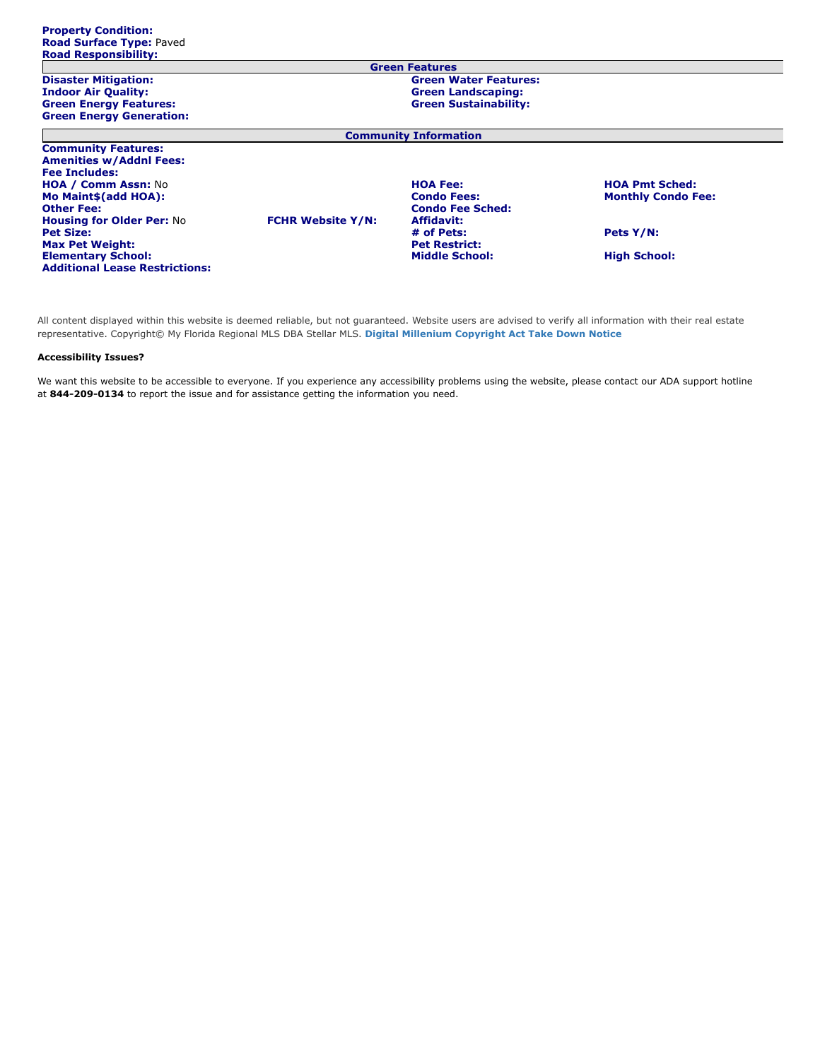**Property Condition:**
**Road Surface Type:** Paved
**Road Responsibility:**

### Green Features

**Disaster Mitigation:**
**Indoor Air Quality:**
**Green Energy Features:**
**Green Energy Generation:**
**Green Water Features:**
**Green Landscaping:**
**Green Sustainability:**

### Community Information

**Community Features:**
**Amenities w/Addnl Fees:**
**Fee Includes:**

| | | | |
|---|---|---|---|
| **HOA / Comm Assn:** No | | **HOA Fee:** | **HOA Pmt Sched:** |
| **Mo Maint$(add HOA):** | | **Condo Fees:** | **Monthly Condo Fee:** |
| **Other Fee:** | | **Condo Fee Sched:** | |
| **Housing for Older Per:** No | **FCHR Website Y/N:** | **Affidavit:** | |
| **Pet Size:** | | **# of Pets:** | **Pets Y/N:** |
| **Max Pet Weight:** | | **Pet Restrict:** | |
| **Elementary School:** | | **Middle School:** | **High School:** |

**Additional Lease Restrictions:**

All content displayed within this website is deemed reliable, but not guaranteed. Website users are advised to verify all information with their real estate representative. Copyright© My Florida Regional MLS DBA Stellar MLS. **Digital Millenium Copyright Act Take Down Notice**

**Accessibility Issues?**

We want this website to be accessible to everyone. If you experience any accessibility problems using the website, please contact our ADA support hotline at **844-209-0134** to report the issue and for assistance getting the information you need.